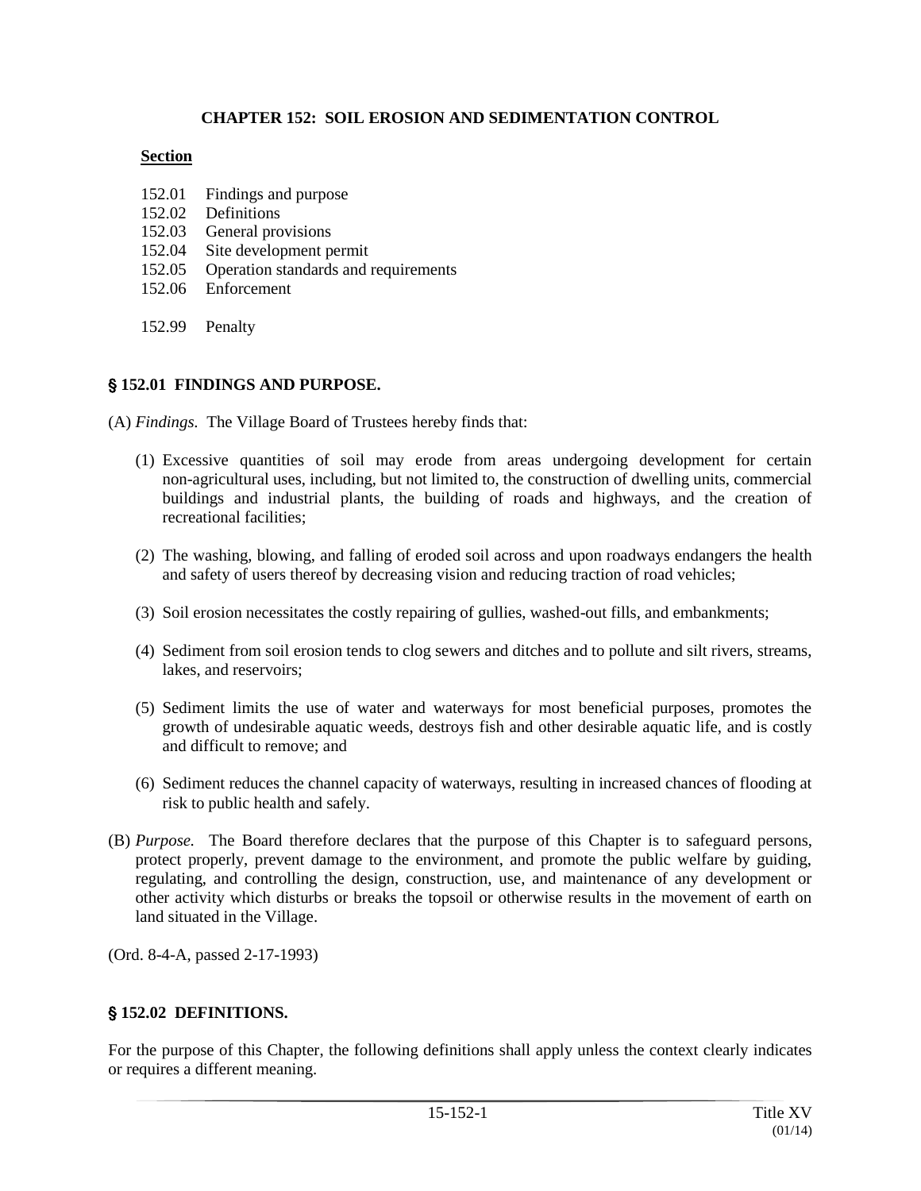# CHAPTER 152: SOIL EROSION AND SEDIMENTATION CONTROL

**Section**

152.01 Findings and purpose
152.02 Definitions
152.03 General provisions
152.04 Site development permit
152.05 Operation standards and requirements
152.06 Enforcement

152.99 Penalty

## § 152.01 FINDINGS AND PURPOSE.

(A) *Findings.* The Village Board of Trustees hereby finds that:

(1) Excessive quantities of soil may erode from areas undergoing development for certain non-agricultural uses, including, but not limited to, the construction of dwelling units, commercial buildings and industrial plants, the building of roads and highways, and the creation of recreational facilities;

(2) The washing, blowing, and falling of eroded soil across and upon roadways endangers the health and safety of users thereof by decreasing vision and reducing traction of road vehicles;

(3) Soil erosion necessitates the costly repairing of gullies, washed-out fills, and embankments;

(4) Sediment from soil erosion tends to clog sewers and ditches and to pollute and silt rivers, streams, lakes, and reservoirs;

(5) Sediment limits the use of water and waterways for most beneficial purposes, promotes the growth of undesirable aquatic weeds, destroys fish and other desirable aquatic life, and is costly and difficult to remove; and

(6) Sediment reduces the channel capacity of waterways, resulting in increased chances of flooding at risk to public health and safely.

(B) *Purpose.* The Board therefore declares that the purpose of this Chapter is to safeguard persons, protect properly, prevent damage to the environment, and promote the public welfare by guiding, regulating, and controlling the design, construction, use, and maintenance of any development or other activity which disturbs or breaks the topsoil or otherwise results in the movement of earth on land situated in the Village.

(Ord. 8-4-A, passed 2-17-1993)

## § 152.02 DEFINITIONS.

For the purpose of this Chapter, the following definitions shall apply unless the context clearly indicates or requires a different meaning.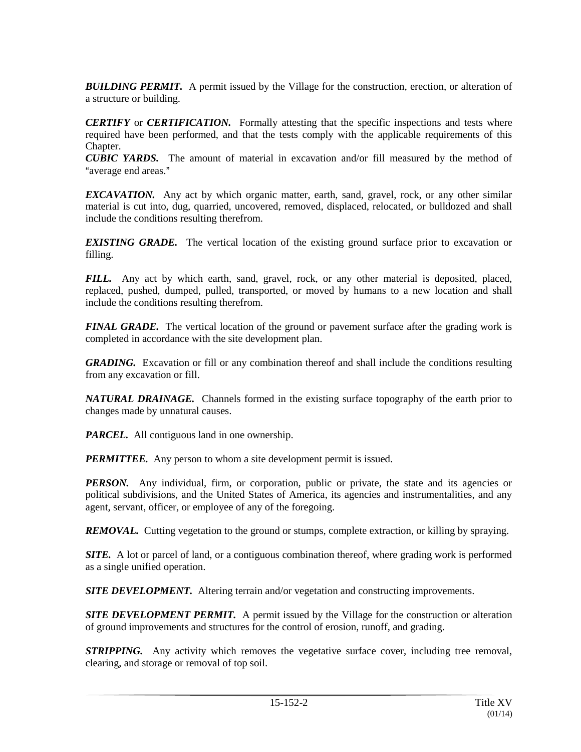***BUILDING PERMIT.*** A permit issued by the Village for the construction, erection, or alteration of a structure or building.

***CERTIFY*** or ***CERTIFICATION.*** Formally attesting that the specific inspections and tests where required have been performed, and that the tests comply with the applicable requirements of this Chapter.

***CUBIC YARDS.*** The amount of material in excavation and/or fill measured by the method of "average end areas."

***EXCAVATION.*** Any act by which organic matter, earth, sand, gravel, rock, or any other similar material is cut into, dug, quarried, uncovered, removed, displaced, relocated, or bulldozed and shall include the conditions resulting therefrom.

***EXISTING GRADE.*** The vertical location of the existing ground surface prior to excavation or filling.

***FILL.*** Any act by which earth, sand, gravel, rock, or any other material is deposited, placed, replaced, pushed, dumped, pulled, transported, or moved by humans to a new location and shall include the conditions resulting therefrom.

***FINAL GRADE.*** The vertical location of the ground or pavement surface after the grading work is completed in accordance with the site development plan.

***GRADING.*** Excavation or fill or any combination thereof and shall include the conditions resulting from any excavation or fill.

***NATURAL DRAINAGE.*** Channels formed in the existing surface topography of the earth prior to changes made by unnatural causes.

***PARCEL.*** All contiguous land in one ownership.

***PERMITTEE.*** Any person to whom a site development permit is issued.

***PERSON.*** Any individual, firm, or corporation, public or private, the state and its agencies or political subdivisions, and the United States of America, its agencies and instrumentalities, and any agent, servant, officer, or employee of any of the foregoing.

***REMOVAL.*** Cutting vegetation to the ground or stumps, complete extraction, or killing by spraying.

***SITE.*** A lot or parcel of land, or a contiguous combination thereof, where grading work is performed as a single unified operation.

***SITE DEVELOPMENT.*** Altering terrain and/or vegetation and constructing improvements.

***SITE DEVELOPMENT PERMIT.*** A permit issued by the Village for the construction or alteration of ground improvements and structures for the control of erosion, runoff, and grading.

***STRIPPING.*** Any activity which removes the vegetative surface cover, including tree removal, clearing, and storage or removal of top soil.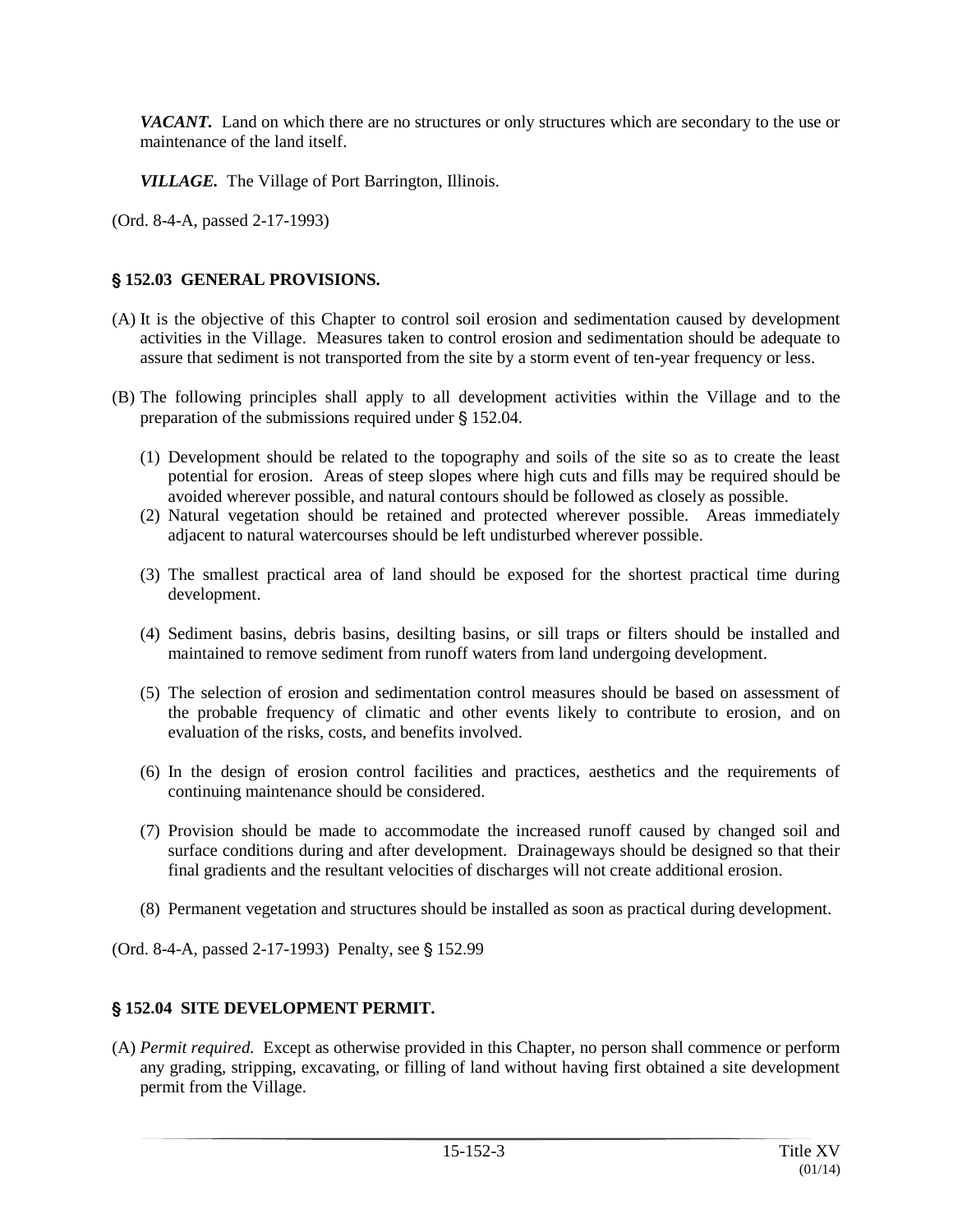***VACANT.*** Land on which there are no structures or only structures which are secondary to the use or maintenance of the land itself.

***VILLAGE.*** The Village of Port Barrington, Illinois.

(Ord. 8-4-A, passed 2-17-1993)

## § 152.03 GENERAL PROVISIONS.

(A) It is the objective of this Chapter to control soil erosion and sedimentation caused by development activities in the Village. Measures taken to control erosion and sedimentation should be adequate to assure that sediment is not transported from the site by a storm event of ten-year frequency or less.

(B) The following principles shall apply to all development activities within the Village and to the preparation of the submissions required under § 152.04.

(1) Development should be related to the topography and soils of the site so as to create the least potential for erosion. Areas of steep slopes where high cuts and fills may be required should be avoided wherever possible, and natural contours should be followed as closely as possible.

(2) Natural vegetation should be retained and protected wherever possible. Areas immediately adjacent to natural watercourses should be left undisturbed wherever possible.

(3) The smallest practical area of land should be exposed for the shortest practical time during development.

(4) Sediment basins, debris basins, desilting basins, or sill traps or filters should be installed and maintained to remove sediment from runoff waters from land undergoing development.

(5) The selection of erosion and sedimentation control measures should be based on assessment of the probable frequency of climatic and other events likely to contribute to erosion, and on evaluation of the risks, costs, and benefits involved.

(6) In the design of erosion control facilities and practices, aesthetics and the requirements of continuing maintenance should be considered.

(7) Provision should be made to accommodate the increased runoff caused by changed soil and surface conditions during and after development. Drainageways should be designed so that their final gradients and the resultant velocities of discharges will not create additional erosion.

(8) Permanent vegetation and structures should be installed as soon as practical during development.

(Ord. 8-4-A, passed 2-17-1993) Penalty, see § 152.99

## § 152.04 SITE DEVELOPMENT PERMIT.

(A) *Permit required.* Except as otherwise provided in this Chapter, no person shall commence or perform any grading, stripping, excavating, or filling of land without having first obtained a site development permit from the Village.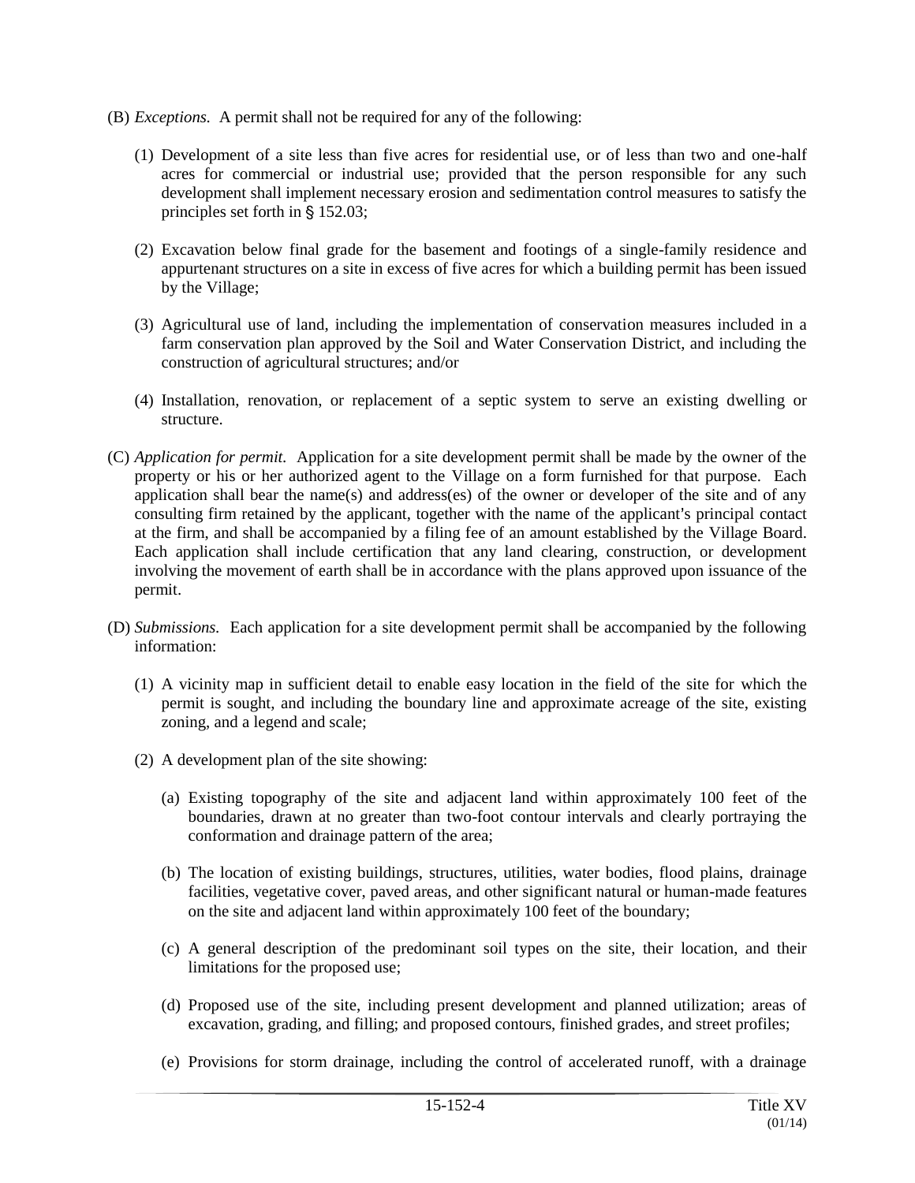(B) *Exceptions.* A permit shall not be required for any of the following:

(1) Development of a site less than five acres for residential use, or of less than two and one-half acres for commercial or industrial use; provided that the person responsible for any such development shall implement necessary erosion and sedimentation control measures to satisfy the principles set forth in § 152.03;

(2) Excavation below final grade for the basement and footings of a single-family residence and appurtenant structures on a site in excess of five acres for which a building permit has been issued by the Village;

(3) Agricultural use of land, including the implementation of conservation measures included in a farm conservation plan approved by the Soil and Water Conservation District, and including the construction of agricultural structures; and/or

(4) Installation, renovation, or replacement of a septic system to serve an existing dwelling or structure.

(C) *Application for permit.* Application for a site development permit shall be made by the owner of the property or his or her authorized agent to the Village on a form furnished for that purpose. Each application shall bear the name(s) and address(es) of the owner or developer of the site and of any consulting firm retained by the applicant, together with the name of the applicant's principal contact at the firm, and shall be accompanied by a filing fee of an amount established by the Village Board. Each application shall include certification that any land clearing, construction, or development involving the movement of earth shall be in accordance with the plans approved upon issuance of the permit.

(D) *Submissions.* Each application for a site development permit shall be accompanied by the following information:

(1) A vicinity map in sufficient detail to enable easy location in the field of the site for which the permit is sought, and including the boundary line and approximate acreage of the site, existing zoning, and a legend and scale;

(2) A development plan of the site showing:

(a) Existing topography of the site and adjacent land within approximately 100 feet of the boundaries, drawn at no greater than two-foot contour intervals and clearly portraying the conformation and drainage pattern of the area;

(b) The location of existing buildings, structures, utilities, water bodies, flood plains, drainage facilities, vegetative cover, paved areas, and other significant natural or human-made features on the site and adjacent land within approximately 100 feet of the boundary;

(c) A general description of the predominant soil types on the site, their location, and their limitations for the proposed use;

(d) Proposed use of the site, including present development and planned utilization; areas of excavation, grading, and filling; and proposed contours, finished grades, and street profiles;

(e) Provisions for storm drainage, including the control of accelerated runoff, with a drainage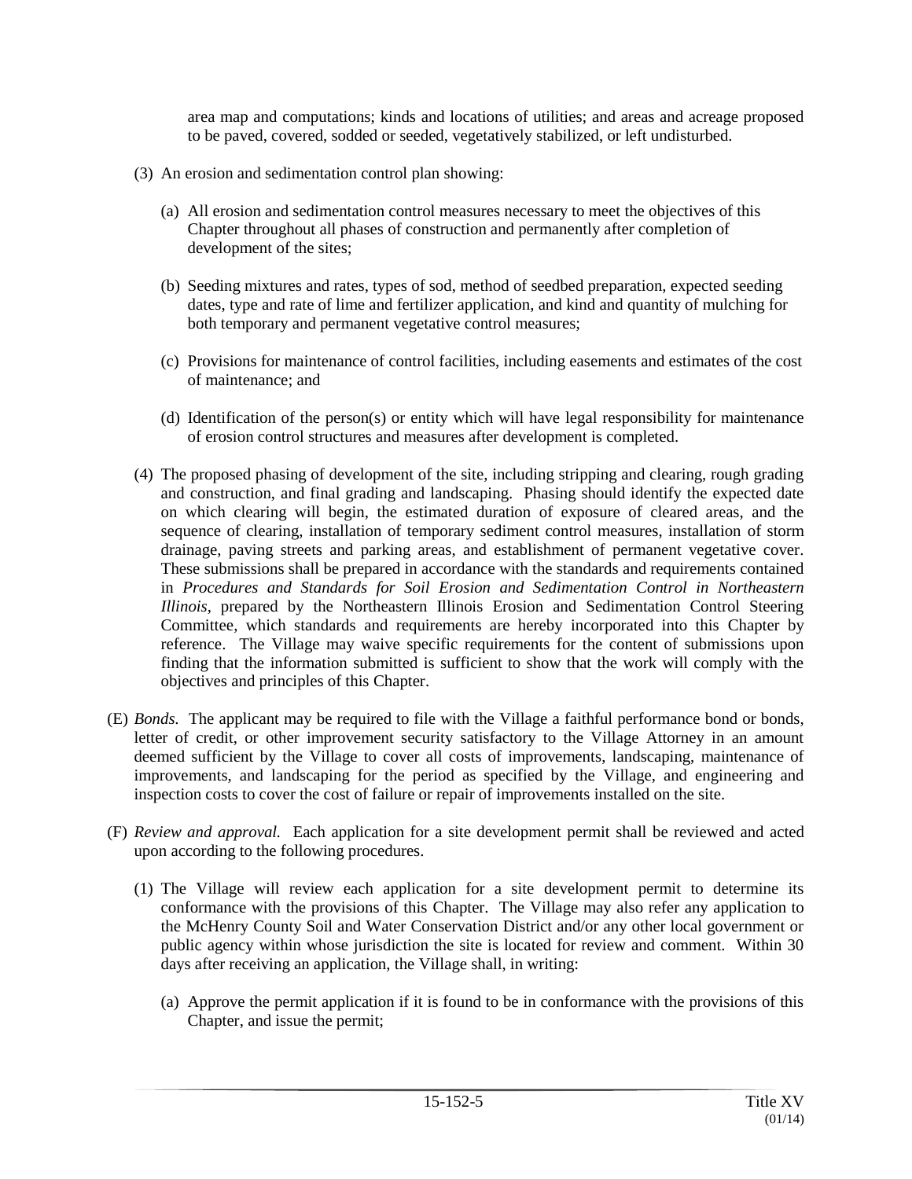area map and computations; kinds and locations of utilities; and areas and acreage proposed to be paved, covered, sodded or seeded, vegetatively stabilized, or left undisturbed.

(3) An erosion and sedimentation control plan showing:

(a) All erosion and sedimentation control measures necessary to meet the objectives of this Chapter throughout all phases of construction and permanently after completion of development of the sites;

(b) Seeding mixtures and rates, types of sod, method of seedbed preparation, expected seeding dates, type and rate of lime and fertilizer application, and kind and quantity of mulching for both temporary and permanent vegetative control measures;

(c) Provisions for maintenance of control facilities, including easements and estimates of the cost of maintenance; and

(d) Identification of the person(s) or entity which will have legal responsibility for maintenance of erosion control structures and measures after development is completed.

(4) The proposed phasing of development of the site, including stripping and clearing, rough grading and construction, and final grading and landscaping. Phasing should identify the expected date on which clearing will begin, the estimated duration of exposure of cleared areas, and the sequence of clearing, installation of temporary sediment control measures, installation of storm drainage, paving streets and parking areas, and establishment of permanent vegetative cover. These submissions shall be prepared in accordance with the standards and requirements contained in *Procedures and Standards for Soil Erosion and Sedimentation Control in Northeastern Illinois*, prepared by the Northeastern Illinois Erosion and Sedimentation Control Steering Committee, which standards and requirements are hereby incorporated into this Chapter by reference. The Village may waive specific requirements for the content of submissions upon finding that the information submitted is sufficient to show that the work will comply with the objectives and principles of this Chapter.

(E) *Bonds.* The applicant may be required to file with the Village a faithful performance bond or bonds, letter of credit, or other improvement security satisfactory to the Village Attorney in an amount deemed sufficient by the Village to cover all costs of improvements, landscaping, maintenance of improvements, and landscaping for the period as specified by the Village, and engineering and inspection costs to cover the cost of failure or repair of improvements installed on the site.

(F) *Review and approval.* Each application for a site development permit shall be reviewed and acted upon according to the following procedures.

(1) The Village will review each application for a site development permit to determine its conformance with the provisions of this Chapter. The Village may also refer any application to the McHenry County Soil and Water Conservation District and/or any other local government or public agency within whose jurisdiction the site is located for review and comment. Within 30 days after receiving an application, the Village shall, in writing:

(a) Approve the permit application if it is found to be in conformance with the provisions of this Chapter, and issue the permit;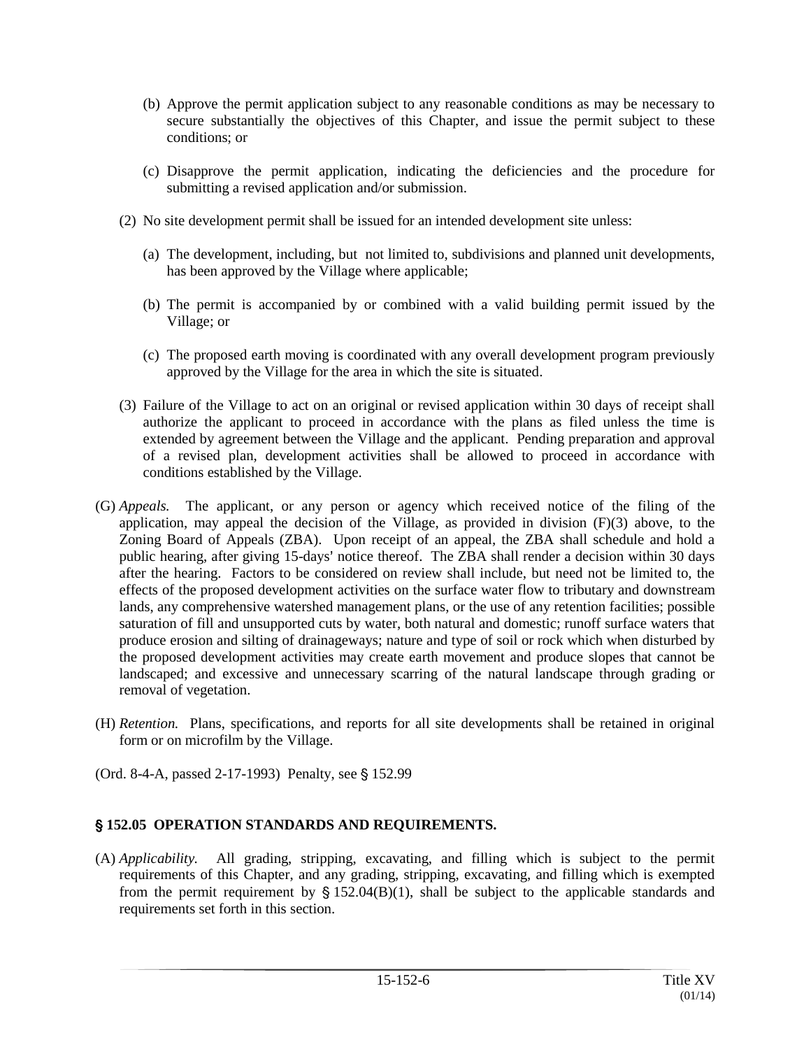(b) Approve the permit application subject to any reasonable conditions as may be necessary to secure substantially the objectives of this Chapter, and issue the permit subject to these conditions; or

(c) Disapprove the permit application, indicating the deficiencies and the procedure for submitting a revised application and/or submission.

(2) No site development permit shall be issued for an intended development site unless:

(a) The development, including, but not limited to, subdivisions and planned unit developments, has been approved by the Village where applicable;

(b) The permit is accompanied by or combined with a valid building permit issued by the Village; or

(c) The proposed earth moving is coordinated with any overall development program previously approved by the Village for the area in which the site is situated.

(3) Failure of the Village to act on an original or revised application within 30 days of receipt shall authorize the applicant to proceed in accordance with the plans as filed unless the time is extended by agreement between the Village and the applicant. Pending preparation and approval of a revised plan, development activities shall be allowed to proceed in accordance with conditions established by the Village.

(G) *Appeals.* The applicant, or any person or agency which received notice of the filing of the application, may appeal the decision of the Village, as provided in division (F)(3) above, to the Zoning Board of Appeals (ZBA). Upon receipt of an appeal, the ZBA shall schedule and hold a public hearing, after giving 15-days' notice thereof. The ZBA shall render a decision within 30 days after the hearing. Factors to be considered on review shall include, but need not be limited to, the effects of the proposed development activities on the surface water flow to tributary and downstream lands, any comprehensive watershed management plans, or the use of any retention facilities; possible saturation of fill and unsupported cuts by water, both natural and domestic; runoff surface waters that produce erosion and silting of drainageways; nature and type of soil or rock which when disturbed by the proposed development activities may create earth movement and produce slopes that cannot be landscaped; and excessive and unnecessary scarring of the natural landscape through grading or removal of vegetation.

(H) *Retention.* Plans, specifications, and reports for all site developments shall be retained in original form or on microfilm by the Village.

(Ord. 8-4-A, passed 2-17-1993) Penalty, see § 152.99

## § 152.05 OPERATION STANDARDS AND REQUIREMENTS.

(A) *Applicability.* All grading, stripping, excavating, and filling which is subject to the permit requirements of this Chapter, and any grading, stripping, excavating, and filling which is exempted from the permit requirement by § 152.04(B)(1), shall be subject to the applicable standards and requirements set forth in this section.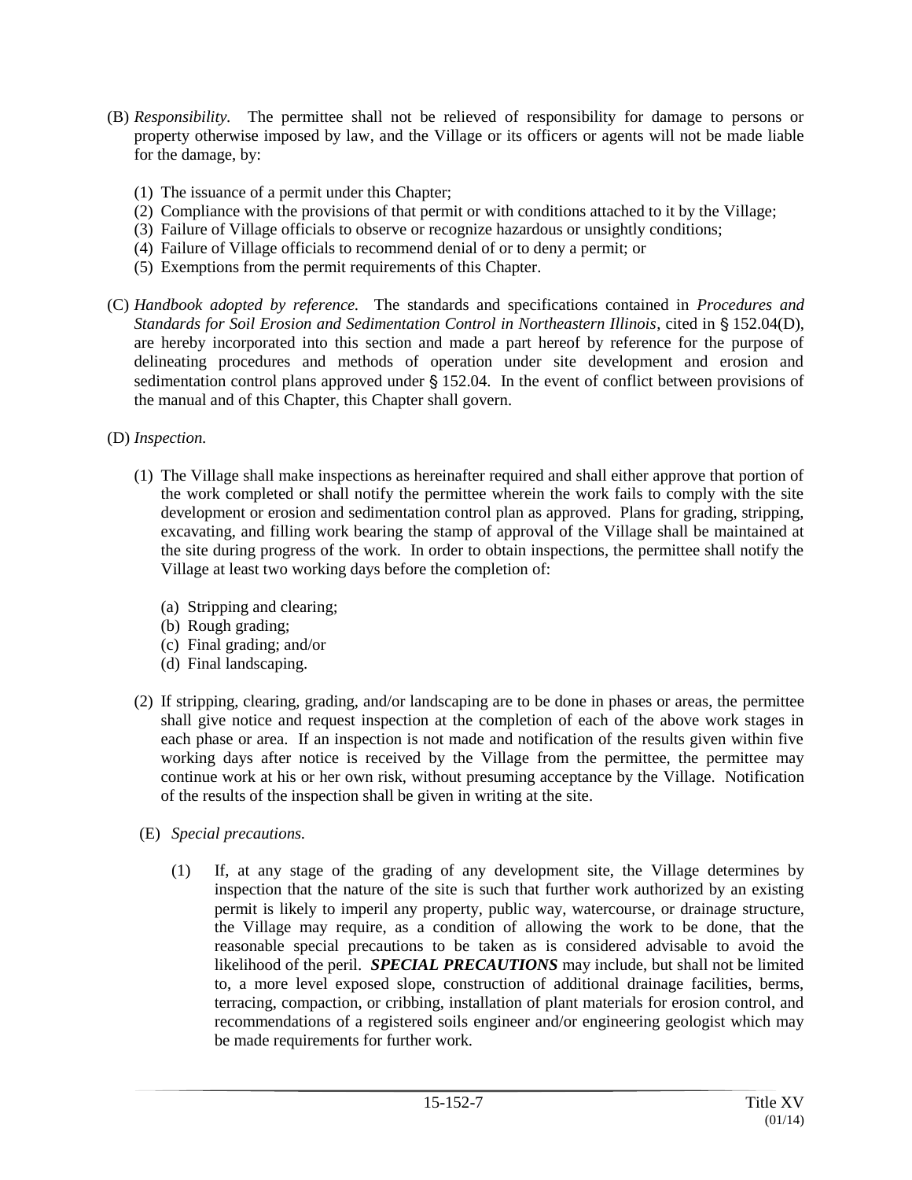(B) *Responsibility.* The permittee shall not be relieved of responsibility for damage to persons or property otherwise imposed by law, and the Village or its officers or agents will not be made liable for the damage, by:

(1) The issuance of a permit under this Chapter;
(2) Compliance with the provisions of that permit or with conditions attached to it by the Village;
(3) Failure of Village officials to observe or recognize hazardous or unsightly conditions;
(4) Failure of Village officials to recommend denial of or to deny a permit; or
(5) Exemptions from the permit requirements of this Chapter.

(C) *Handbook adopted by reference.* The standards and specifications contained in *Procedures and Standards for Soil Erosion and Sedimentation Control in Northeastern Illinois*, cited in § 152.04(D), are hereby incorporated into this section and made a part hereof by reference for the purpose of delineating procedures and methods of operation under site development and erosion and sedimentation control plans approved under § 152.04. In the event of conflict between provisions of the manual and of this Chapter, this Chapter shall govern.

(D) *Inspection.*

(1) The Village shall make inspections as hereinafter required and shall either approve that portion of the work completed or shall notify the permittee wherein the work fails to comply with the site development or erosion and sedimentation control plan as approved. Plans for grading, stripping, excavating, and filling work bearing the stamp of approval of the Village shall be maintained at the site during progress of the work. In order to obtain inspections, the permittee shall notify the Village at least two working days before the completion of:

(a) Stripping and clearing;
(b) Rough grading;
(c) Final grading; and/or
(d) Final landscaping.

(2) If stripping, clearing, grading, and/or landscaping are to be done in phases or areas, the permittee shall give notice and request inspection at the completion of each of the above work stages in each phase or area. If an inspection is not made and notification of the results given within five working days after notice is received by the Village from the permittee, the permittee may continue work at his or her own risk, without presuming acceptance by the Village. Notification of the results of the inspection shall be given in writing at the site.

(E) *Special precautions.*

(1) If, at any stage of the grading of any development site, the Village determines by inspection that the nature of the site is such that further work authorized by an existing permit is likely to imperil any property, public way, watercourse, or drainage structure, the Village may require, as a condition of allowing the work to be done, that the reasonable special precautions to be taken as is considered advisable to avoid the likelihood of the peril. ***SPECIAL PRECAUTIONS*** may include, but shall not be limited to, a more level exposed slope, construction of additional drainage facilities, berms, terracing, compaction, or cribbing, installation of plant materials for erosion control, and recommendations of a registered soils engineer and/or engineering geologist which may be made requirements for further work.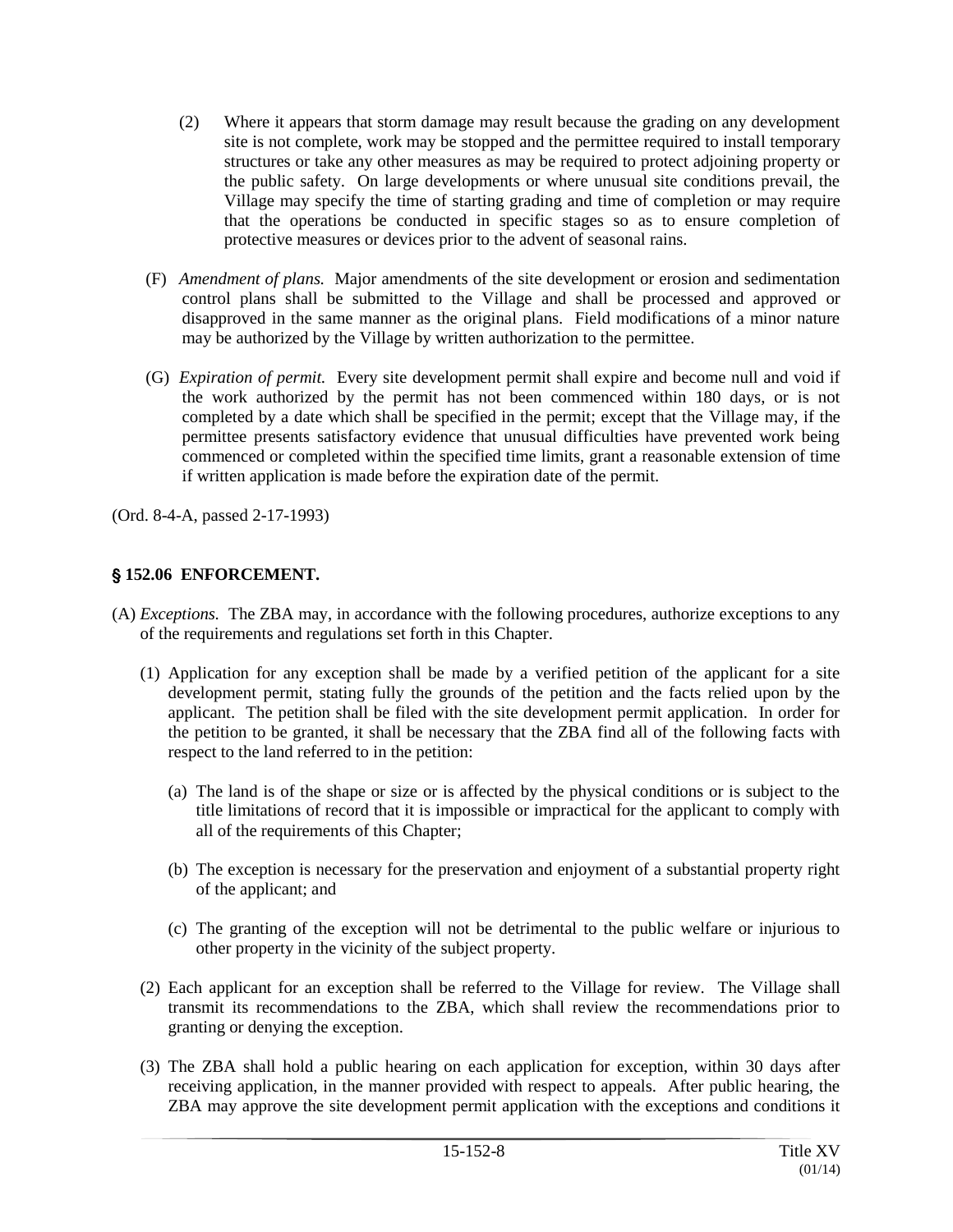(2) Where it appears that storm damage may result because the grading on any development site is not complete, work may be stopped and the permittee required to install temporary structures or take any other measures as may be required to protect adjoining property or the public safety. On large developments or where unusual site conditions prevail, the Village may specify the time of starting grading and time of completion or may require that the operations be conducted in specific stages so as to ensure completion of protective measures or devices prior to the advent of seasonal rains.

(F) *Amendment of plans.* Major amendments of the site development or erosion and sedimentation control plans shall be submitted to the Village and shall be processed and approved or disapproved in the same manner as the original plans. Field modifications of a minor nature may be authorized by the Village by written authorization to the permittee.

(G) *Expiration of permit.* Every site development permit shall expire and become null and void if the work authorized by the permit has not been commenced within 180 days, or is not completed by a date which shall be specified in the permit; except that the Village may, if the permittee presents satisfactory evidence that unusual difficulties have prevented work being commenced or completed within the specified time limits, grant a reasonable extension of time if written application is made before the expiration date of the permit.

(Ord. 8-4-A, passed 2-17-1993)

## § 152.06 ENFORCEMENT.

(A) *Exceptions.* The ZBA may, in accordance with the following procedures, authorize exceptions to any of the requirements and regulations set forth in this Chapter.

(1) Application for any exception shall be made by a verified petition of the applicant for a site development permit, stating fully the grounds of the petition and the facts relied upon by the applicant. The petition shall be filed with the site development permit application. In order for the petition to be granted, it shall be necessary that the ZBA find all of the following facts with respect to the land referred to in the petition:

(a) The land is of the shape or size or is affected by the physical conditions or is subject to the title limitations of record that it is impossible or impractical for the applicant to comply with all of the requirements of this Chapter;

(b) The exception is necessary for the preservation and enjoyment of a substantial property right of the applicant; and

(c) The granting of the exception will not be detrimental to the public welfare or injurious to other property in the vicinity of the subject property.

(2) Each applicant for an exception shall be referred to the Village for review. The Village shall transmit its recommendations to the ZBA, which shall review the recommendations prior to granting or denying the exception.

(3) The ZBA shall hold a public hearing on each application for exception, within 30 days after receiving application, in the manner provided with respect to appeals. After public hearing, the ZBA may approve the site development permit application with the exceptions and conditions it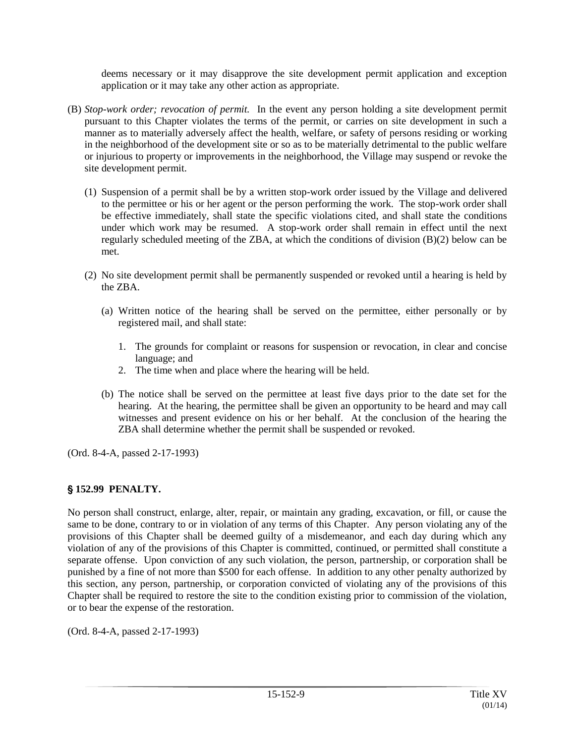deems necessary or it may disapprove the site development permit application and exception application or it may take any other action as appropriate.

(B) *Stop-work order; revocation of permit.* In the event any person holding a site development permit pursuant to this Chapter violates the terms of the permit, or carries on site development in such a manner as to materially adversely affect the health, welfare, or safety of persons residing or working in the neighborhood of the development site or so as to be materially detrimental to the public welfare or injurious to property or improvements in the neighborhood, the Village may suspend or revoke the site development permit.

(1) Suspension of a permit shall be by a written stop-work order issued by the Village and delivered to the permittee or his or her agent or the person performing the work. The stop-work order shall be effective immediately, shall state the specific violations cited, and shall state the conditions under which work may be resumed. A stop-work order shall remain in effect until the next regularly scheduled meeting of the ZBA, at which the conditions of division (B)(2) below can be met.

(2) No site development permit shall be permanently suspended or revoked until a hearing is held by the ZBA.

(a) Written notice of the hearing shall be served on the permittee, either personally or by registered mail, and shall state:

1. The grounds for complaint or reasons for suspension or revocation, in clear and concise language; and
2. The time when and place where the hearing will be held.

(b) The notice shall be served on the permittee at least five days prior to the date set for the hearing. At the hearing, the permittee shall be given an opportunity to be heard and may call witnesses and present evidence on his or her behalf. At the conclusion of the hearing the ZBA shall determine whether the permit shall be suspended or revoked.

(Ord. 8-4-A, passed 2-17-1993)

### § 152.99 PENALTY.

No person shall construct, enlarge, alter, repair, or maintain any grading, excavation, or fill, or cause the same to be done, contrary to or in violation of any terms of this Chapter. Any person violating any of the provisions of this Chapter shall be deemed guilty of a misdemeanor, and each day during which any violation of any of the provisions of this Chapter is committed, continued, or permitted shall constitute a separate offense. Upon conviction of any such violation, the person, partnership, or corporation shall be punished by a fine of not more than $500 for each offense. In addition to any other penalty authorized by this section, any person, partnership, or corporation convicted of violating any of the provisions of this Chapter shall be required to restore the site to the condition existing prior to commission of the violation, or to bear the expense of the restoration.

(Ord. 8-4-A, passed 2-17-1993)